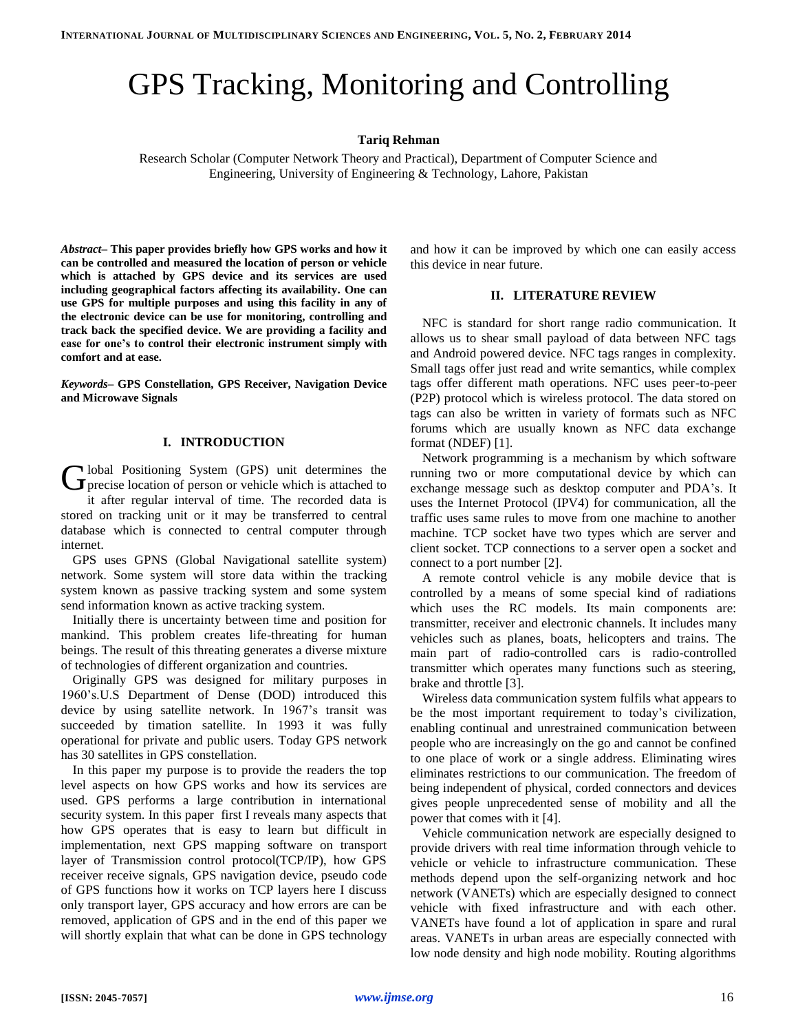# GPS Tracking, Monitoring and Controlling

**Tariq Rehman**

Research Scholar (Computer Network Theory and Practical), Department of Computer Science and Engineering, University of Engineering & Technology, Lahore, Pakistan

***Abstract*– This paper provides briefly how GPS works and how it can be controlled and measured the location of person or vehicle which is attached by GPS device and its services are used including geographical factors affecting its availability. One can use GPS for multiple purposes and using this facility in any of the electronic device can be use for monitoring, controlling and track back the specified device. We are providing a facility and ease for one's to control their electronic instrument simply with comfort and at ease.**

***Keywords*– GPS Constellation, GPS Receiver, Navigation Device and Microwave Signals**

## I. INTRODUCTION

Global Positioning System (GPS) unit determines the precise location of person or vehicle which is attached to it after regular interval of time. The recorded data is stored on tracking unit or it may be transferred to central database which is connected to central computer through internet.

GPS uses GPNS (Global Navigational satellite system) network. Some system will store data within the tracking system known as passive tracking system and some system send information known as active tracking system.

Initially there is uncertainty between time and position for mankind. This problem creates life-threating for human beings. The result of this threating generates a diverse mixture of technologies of different organization and countries.

Originally GPS was designed for military purposes in 1960's.U.S Department of Dense (DOD) introduced this device by using satellite network. In 1967's transit was succeeded by timation satellite. In 1993 it was fully operational for private and public users. Today GPS network has 30 satellites in GPS constellation.

In this paper my purpose is to provide the readers the top level aspects on how GPS works and how its services are used. GPS performs a large contribution in international security system. In this paper first I reveals many aspects that how GPS operates that is easy to learn but difficult in implementation, next GPS mapping software on transport layer of Transmission control protocol(TCP/IP), how GPS receiver receive signals, GPS navigation device, pseudo code of GPS functions how it works on TCP layers here I discuss only transport layer, GPS accuracy and how errors are can be removed, application of GPS and in the end of this paper we will shortly explain that what can be done in GPS technology and how it can be improved by which one can easily access this device in near future.

## II. LITERATURE REVIEW

NFC is standard for short range radio communication. It allows us to shear small payload of data between NFC tags and Android powered device. NFC tags ranges in complexity. Small tags offer just read and write semantics, while complex tags offer different math operations. NFC uses peer-to-peer (P2P) protocol which is wireless protocol. The data stored on tags can also be written in variety of formats such as NFC forums which are usually known as NFC data exchange format (NDEF) [1].

Network programming is a mechanism by which software running two or more computational device by which can exchange message such as desktop computer and PDA's. It uses the Internet Protocol (IPV4) for communication, all the traffic uses same rules to move from one machine to another machine. TCP socket have two types which are server and client socket. TCP connections to a server open a socket and connect to a port number [2].

A remote control vehicle is any mobile device that is controlled by a means of some special kind of radiations which uses the RC models. Its main components are: transmitter, receiver and electronic channels. It includes many vehicles such as planes, boats, helicopters and trains. The main part of radio-controlled cars is radio-controlled transmitter which operates many functions such as steering, brake and throttle [3].

Wireless data communication system fulfils what appears to be the most important requirement to today's civilization, enabling continual and unrestrained communication between people who are increasingly on the go and cannot be confined to one place of work or a single address. Eliminating wires eliminates restrictions to our communication. The freedom of being independent of physical, corded connectors and devices gives people unprecedented sense of mobility and all the power that comes with it [4].

Vehicle communication network are especially designed to provide drivers with real time information through vehicle to vehicle or vehicle to infrastructure communication. These methods depend upon the self-organizing network and hoc network (VANETs) which are especially designed to connect vehicle with fixed infrastructure and with each other. VANETs have found a lot of application in spare and rural areas. VANETs in urban areas are especially connected with low node density and high node mobility. Routing algorithms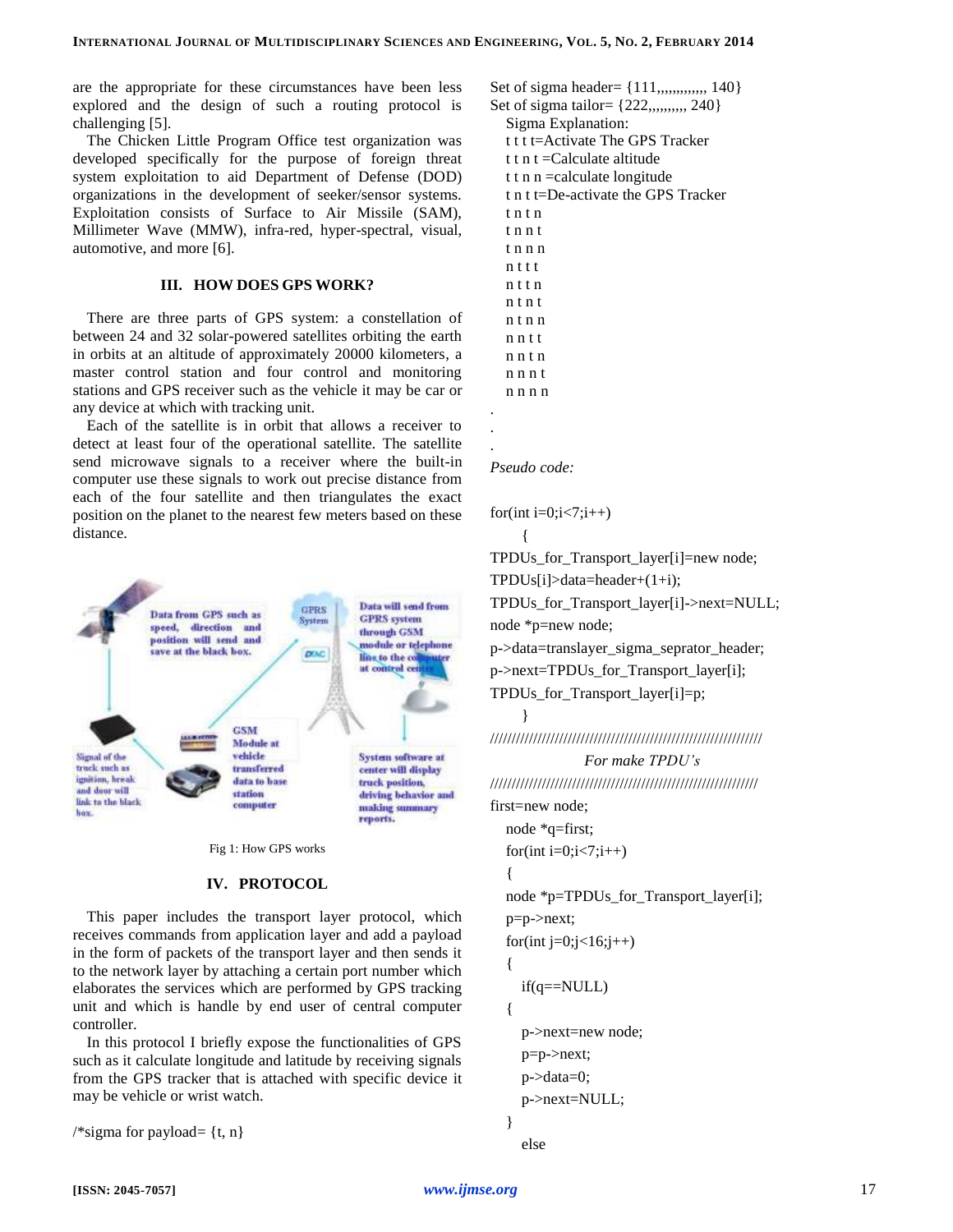are the appropriate for these circumstances have been less explored and the design of such a routing protocol is challenging [5].

The Chicken Little Program Office test organization was developed specifically for the purpose of foreign threat system exploitation to aid Department of Defense (DOD) organizations in the development of seeker/sensor systems. Exploitation consists of Surface to Air Missile (SAM), Millimeter Wave (MMW), infra-red, hyper-spectral, visual, automotive, and more [6].

## III. HOW DOES GPS WORK?

There are three parts of GPS system: a constellation of between 24 and 32 solar-powered satellites orbiting the earth in orbits at an altitude of approximately 20000 kilometers, a master control station and four control and monitoring stations and GPS receiver such as the vehicle it may be car or any device at which with tracking unit.

Each of the satellite is in orbit that allows a receiver to detect at least four of the operational satellite. The satellite send microwave signals to a receiver where the built-in computer use these signals to work out precise distance from each of the four satellite and then triangulates the exact position on the planet to the nearest few meters based on these distance.

Fig 1: How GPS works

## IV. PROTOCOL

This paper includes the transport layer protocol, which receives commands from application layer and add a payload in the form of packets of the transport layer and then sends it to the network layer by attaching a certain port number which elaborates the services which are performed by GPS tracking unit and which is handle by end user of central computer controller.

In this protocol I briefly expose the functionalities of GPS such as it calculate longitude and latitude by receiving signals from the GPS tracker that is attached with specific device it may be vehicle or wrist watch.

/*sigma for payload= {t, n}

Set of sigma header= {111,,,,,,,,,,,,,, 140}
Set of sigma tailor= {222,,,,,,,,,, 240}

Sigma Explanation:
t t t t=Activate The GPS Tracker
t t n t =Calculate altitude
t t n n =calculate longitude
t n t t=De-activate the GPS Tracker
t n t n
t n n t
t n n n
n t t t
n t t n
n t n t
n t n n
n n t t
n n t n
n n n t
n n n n
.
.
.

*Pseudo code:*

```
for(int i=0;i<7;i++)
    {
TPDUs_for_Transport_layer[i]=new node;
TPDUs[i]>data=header+(1+i);
TPDUs_for_Transport_layer[i]->next=NULL;
node *p=new node;
p->data=translayer_sigma_seprator_header;
p->next=TPDUs_for_Transport_layer[i];
TPDUs_for_Transport_layer[i]=p;
    }
////////////////////////////////////////////////////////////////////
            For make TPDU's
////////////////////////////////////////////////////////////////////
first=new node;
  node *q=first;
  for(int i=0;i<7;i++)
  {
  node *p=TPDUs_for_Transport_layer[i];
  p=p->next;
  for(int j=0;j<16;j++)
  {
    if(q==NULL)
  {
    p->next=new node;
    p=p->next;
    p->data=0;
    p->next=NULL;
  }
    else
```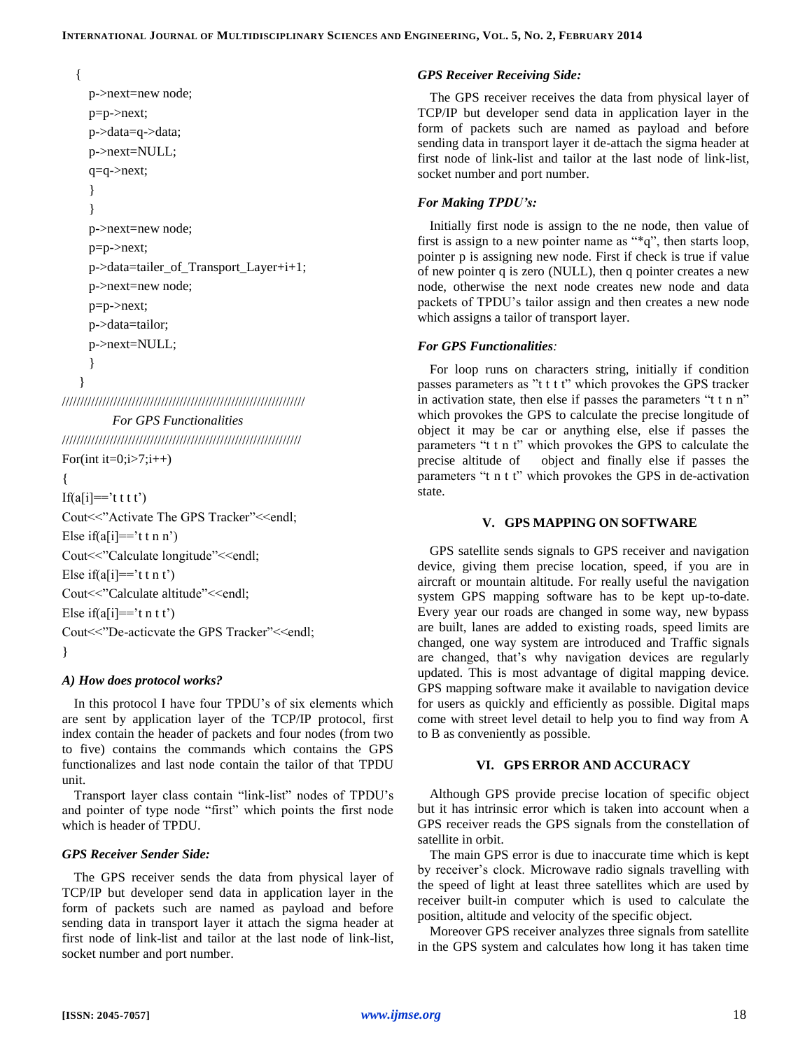```
{
   p->next=new node;
   p=p->next;
   p->data=q->data;
   p->next=NULL;
   q=q->next;
   }
   }
   p->next=new node;
   p=p->next;
   p->data=tailer_of_Transport_Layer+i+1;
   p->next=new node;
   p=p->next;
   p->data=tailor;
   p->next=NULL;
   }
 }
```

////////////////////////////////////////////////////////////////////

*For GPS Functionalities*

////////////////////////////////////////////////////////////////////

```
For(int it=0;i>7;i++)
{
If(a[i]=='t t t t')
Cout<<"Activate The GPS Tracker"<<endl;
Else if(a[i]=='t t n n')
Cout<<"Calculate longitude"<<endl;
Else if(a[i]=='t t n t')
Cout<<"Calculate altitude"<<endl;
Else if(a[i]=='t n t t')
Cout<<"De-acticvate the GPS Tracker"<<endl;
}
```

### *A) How does protocol works?*

In this protocol I have four TPDU's of six elements which are sent by application layer of the TCP/IP protocol, first index contain the header of packets and four nodes (from two to five) contains the commands which contains the GPS functionalizes and last node contain the tailor of that TPDU unit.

Transport layer class contain "link-list" nodes of TPDU's and pointer of type node "first" which points the first node which is header of TPDU.

### *GPS Receiver Sender Side:*

The GPS receiver sends the data from physical layer of TCP/IP but developer send data in application layer in the form of packets such are named as payload and before sending data in transport layer it attach the sigma header at first node of link-list and tailor at the last node of link-list, socket number and port number.

### *GPS Receiver Receiving Side:*

The GPS receiver receives the data from physical layer of TCP/IP but developer send data in application layer in the form of packets such are named as payload and before sending data in transport layer it de-attach the sigma header at first node of link-list and tailor at the last node of link-list, socket number and port number.

### *For Making TPDU's:*

Initially first node is assign to the ne node, then value of first is assign to a new pointer name as "*q", then starts loop, pointer p is assigning new node. First if check is true if value of new pointer q is zero (NULL), then q pointer creates a new node, otherwise the next node creates new node and data packets of TPDU's tailor assign and then creates a new node which assigns a tailor of transport layer.

### *For GPS Functionalities:*

For loop runs on characters string, initially if condition passes parameters as "t t t t" which provokes the GPS tracker in activation state, then else if passes the parameters "t t n n" which provokes the GPS to calculate the precise longitude of object it may be car or anything else, else if passes the parameters "t t n t" which provokes the GPS to calculate the precise altitude of object and finally else if passes the parameters "t n t t" which provokes the GPS in de-activation state.

## V. GPS MAPPING ON SOFTWARE

GPS satellite sends signals to GPS receiver and navigation device, giving them precise location, speed, if you are in aircraft or mountain altitude. For really useful the navigation system GPS mapping software has to be kept up-to-date. Every year our roads are changed in some way, new bypass are built, lanes are added to existing roads, speed limits are changed, one way system are introduced and Traffic signals are changed, that's why navigation devices are regularly updated. This is most advantage of digital mapping device. GPS mapping software make it available to navigation device for users as quickly and efficiently as possible. Digital maps come with street level detail to help you to find way from A to B as conveniently as possible.

## VI. GPS ERROR AND ACCURACY

Although GPS provide precise location of specific object but it has intrinsic error which is taken into account when a GPS receiver reads the GPS signals from the constellation of satellite in orbit.

The main GPS error is due to inaccurate time which is kept by receiver's clock. Microwave radio signals travelling with the speed of light at least three satellites which are used by receiver built-in computer which is used to calculate the position, altitude and velocity of the specific object.

Moreover GPS receiver analyzes three signals from satellite in the GPS system and calculates how long it has taken time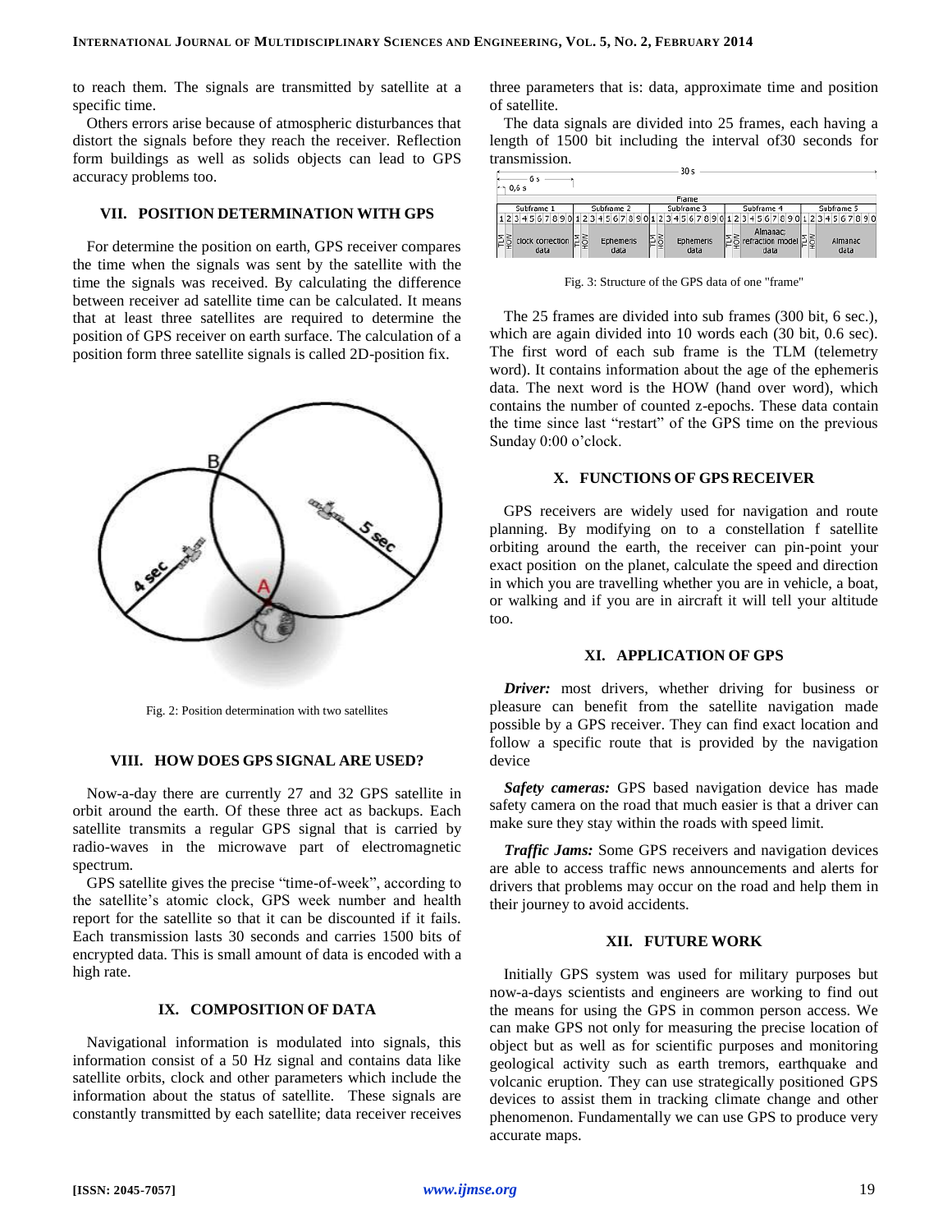to reach them. The signals are transmitted by satellite at a specific time.

Others errors arise because of atmospheric disturbances that distort the signals before they reach the receiver. Reflection form buildings as well as solids objects can lead to GPS accuracy problems too.

## VII. POSITION DETERMINATION WITH GPS

For determine the position on earth, GPS receiver compares the time when the signals was sent by the satellite with the time the signals was received. By calculating the difference between receiver ad satellite time can be calculated. It means that at least three satellites are required to determine the position of GPS receiver on earth surface. The calculation of a position form three satellite signals is called 2D-position fix.

Fig. 2: Position determination with two satellites

## VIII. HOW DOES GPS SIGNAL ARE USED?

Now-a-day there are currently 27 and 32 GPS satellite in orbit around the earth. Of these three act as backups. Each satellite transmits a regular GPS signal that is carried by radio-waves in the microwave part of electromagnetic spectrum.

GPS satellite gives the precise "time-of-week", according to the satellite's atomic clock, GPS week number and health report for the satellite so that it can be discounted if it fails. Each transmission lasts 30 seconds and carries 1500 bits of encrypted data. This is small amount of data is encoded with a high rate.

## IX. COMPOSITION OF DATA

Navigational information is modulated into signals, this information consist of a 50 Hz signal and contains data like satellite orbits, clock and other parameters which include the information about the status of satellite. These signals are constantly transmitted by each satellite; data receiver receives three parameters that is: data, approximate time and position of satellite.

The data signals are divided into 25 frames, each having a length of 1500 bit including the interval of30 seconds for transmission.

Fig. 3: Structure of the GPS data of one "frame"

The 25 frames are divided into sub frames (300 bit, 6 sec.), which are again divided into 10 words each (30 bit, 0.6 sec). The first word of each sub frame is the TLM (telemetry word). It contains information about the age of the ephemeris data. The next word is the HOW (hand over word), which contains the number of counted z-epochs. These data contain the time since last "restart" of the GPS time on the previous Sunday 0:00 o'clock.

## X. FUNCTIONS OF GPS RECEIVER

GPS receivers are widely used for navigation and route planning. By modifying on to a constellation f satellite orbiting around the earth, the receiver can pin-point your exact position on the planet, calculate the speed and direction in which you are travelling whether you are in vehicle, a boat, or walking and if you are in aircraft it will tell your altitude too.

## XI. APPLICATION OF GPS

***Driver:*** most drivers, whether driving for business or pleasure can benefit from the satellite navigation made possible by a GPS receiver. They can find exact location and follow a specific route that is provided by the navigation device

***Safety cameras:*** GPS based navigation device has made safety camera on the road that much easier is that a driver can make sure they stay within the roads with speed limit.

***Traffic Jams:*** Some GPS receivers and navigation devices are able to access traffic news announcements and alerts for drivers that problems may occur on the road and help them in their journey to avoid accidents.

## XII. FUTURE WORK

Initially GPS system was used for military purposes but now-a-days scientists and engineers are working to find out the means for using the GPS in common person access. We can make GPS not only for measuring the precise location of object but as well as for scientific purposes and monitoring geological activity such as earth tremors, earthquake and volcanic eruption. They can use strategically positioned GPS devices to assist them in tracking climate change and other phenomenon. Fundamentally we can use GPS to produce very accurate maps.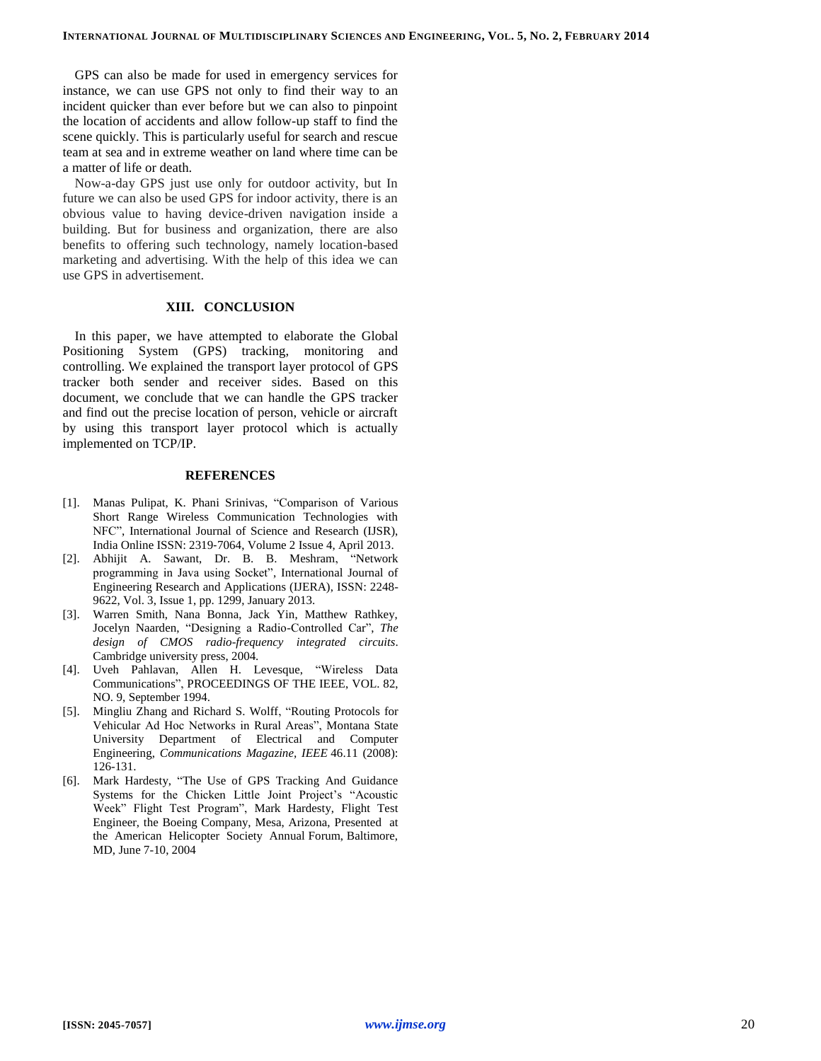GPS can also be made for used in emergency services for instance, we can use GPS not only to find their way to an incident quicker than ever before but we can also to pinpoint the location of accidents and allow follow-up staff to find the scene quickly. This is particularly useful for search and rescue team at sea and in extreme weather on land where time can be a matter of life or death.

Now-a-day GPS just use only for outdoor activity, but In future we can also be used GPS for indoor activity, there is an obvious value to having device-driven navigation inside a building. But for business and organization, there are also benefits to offering such technology, namely location-based marketing and advertising. With the help of this idea we can use GPS in advertisement.

## XIII. CONCLUSION

In this paper, we have attempted to elaborate the Global Positioning System (GPS) tracking, monitoring and controlling. We explained the transport layer protocol of GPS tracker both sender and receiver sides. Based on this document, we conclude that we can handle the GPS tracker and find out the precise location of person, vehicle or aircraft by using this transport layer protocol which is actually implemented on TCP/IP.

## REFERENCES

[1]. Manas Pulipat, K. Phani Srinivas, "Comparison of Various Short Range Wireless Communication Technologies with NFC", International Journal of Science and Research (IJSR), India Online ISSN: 2319-7064, Volume 2 Issue 4, April 2013.

[2]. Abhijit A. Sawant, Dr. B. B. Meshram, "Network programming in Java using Socket", International Journal of Engineering Research and Applications (IJERA), ISSN: 2248-9622, Vol. 3, Issue 1, pp. 1299, January 2013.

[3]. Warren Smith, Nana Bonna, Jack Yin, Matthew Rathkey, Jocelyn Naarden, "Designing a Radio-Controlled Car", *The design of CMOS radio-frequency integrated circuits*. Cambridge university press, 2004.

[4]. Uveh Pahlavan, Allen H. Levesque, "Wireless Data Communications", PROCEEDINGS OF THE IEEE, VOL. 82, NO. 9, September 1994.

[5]. Mingliu Zhang and Richard S. Wolff, "Routing Protocols for Vehicular Ad Hoc Networks in Rural Areas", Montana State University Department of Electrical and Computer Engineering, *Communications Magazine, IEEE* 46.11 (2008): 126-131.

[6]. Mark Hardesty, "The Use of GPS Tracking And Guidance Systems for the Chicken Little Joint Project's "Acoustic Week" Flight Test Program", Mark Hardesty, Flight Test Engineer, the Boeing Company, Mesa, Arizona, Presented at the American Helicopter Society Annual Forum, Baltimore, MD, June 7-10, 2004